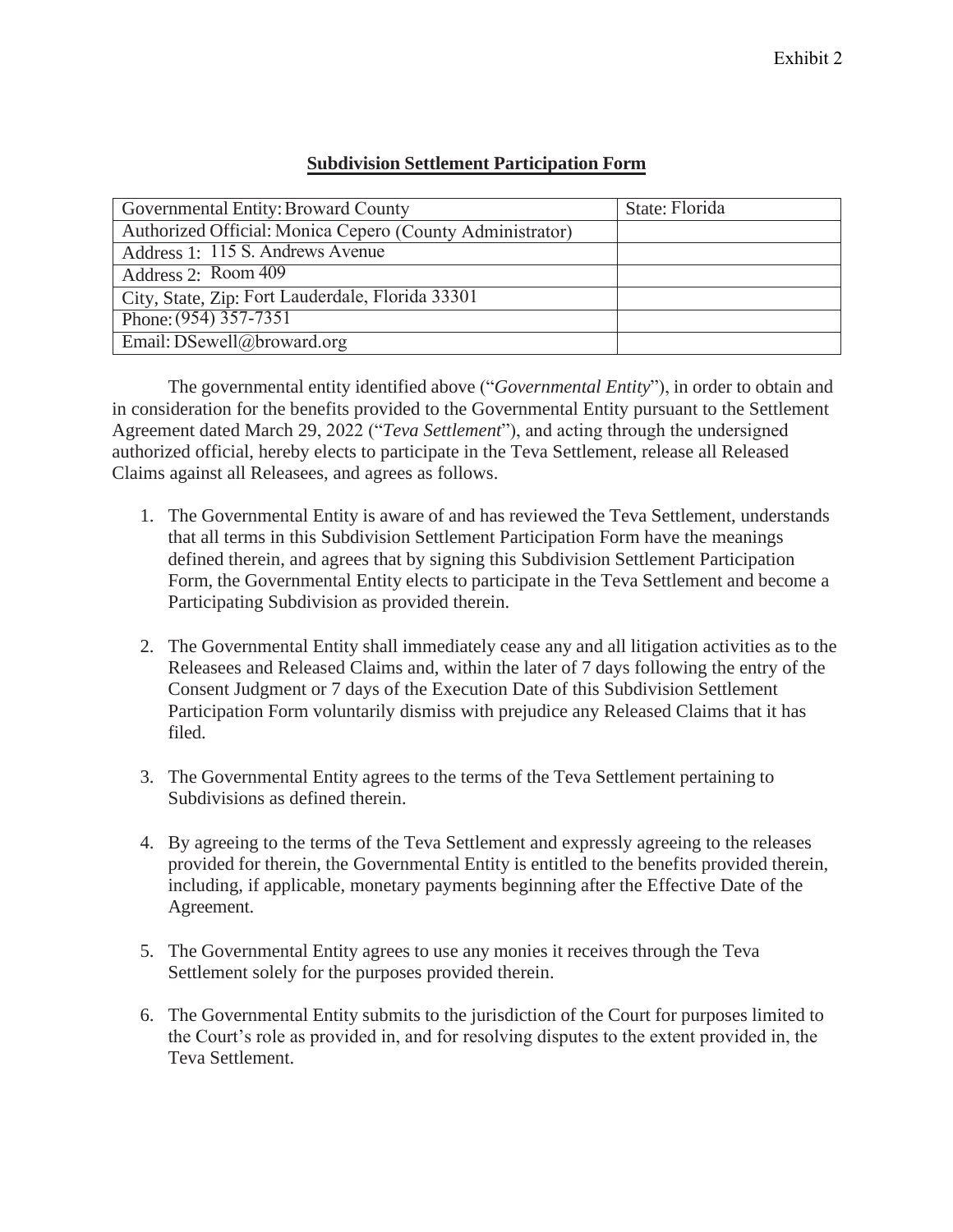Exhibit 2

**Subdivision Settlement Participation Form**

| Governmental Entity: Broward County | State: Florida |
|---|---|
| Authorized Official: Monica Cepero (County Administrator) | |
| Address 1: 115 S. Andrews Avenue | |
| Address 2: Room 409 | |
| City, State, Zip: Fort Lauderdale, Florida 33301 | |
| Phone: (954) 357-7351 | |
| Email: DSewell@broward.org | |

The governmental entity identified above ("*Governmental Entity*"), in order to obtain and in consideration for the benefits provided to the Governmental Entity pursuant to the Settlement Agreement dated March 29, 2022 ("*Teva Settlement*"), and acting through the undersigned authorized official, hereby elects to participate in the Teva Settlement, release all Released Claims against all Releasees, and agrees as follows.

1. The Governmental Entity is aware of and has reviewed the Teva Settlement, understands that all terms in this Subdivision Settlement Participation Form have the meanings defined therein, and agrees that by signing this Subdivision Settlement Participation Form, the Governmental Entity elects to participate in the Teva Settlement and become a Participating Subdivision as provided therein.

2. The Governmental Entity shall immediately cease any and all litigation activities as to the Releasees and Released Claims and, within the later of 7 days following the entry of the Consent Judgment or 7 days of the Execution Date of this Subdivision Settlement Participation Form voluntarily dismiss with prejudice any Released Claims that it has filed.

3. The Governmental Entity agrees to the terms of the Teva Settlement pertaining to Subdivisions as defined therein.

4. By agreeing to the terms of the Teva Settlement and expressly agreeing to the releases provided for therein, the Governmental Entity is entitled to the benefits provided therein, including, if applicable, monetary payments beginning after the Effective Date of the Agreement.

5. The Governmental Entity agrees to use any monies it receives through the Teva Settlement solely for the purposes provided therein.

6. The Governmental Entity submits to the jurisdiction of the Court for purposes limited to the Court's role as provided in, and for resolving disputes to the extent provided in, the Teva Settlement.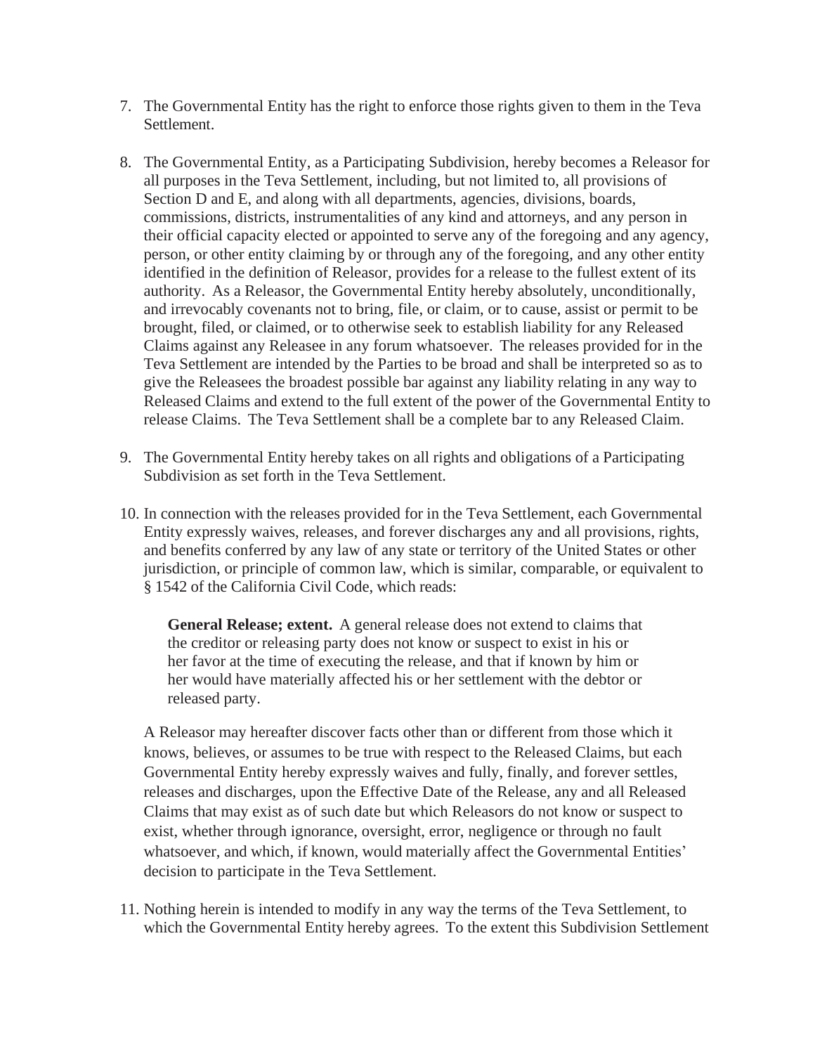7. The Governmental Entity has the right to enforce those rights given to them in the Teva Settlement.

8. The Governmental Entity, as a Participating Subdivision, hereby becomes a Releasor for all purposes in the Teva Settlement, including, but not limited to, all provisions of Section D and E, and along with all departments, agencies, divisions, boards, commissions, districts, instrumentalities of any kind and attorneys, and any person in their official capacity elected or appointed to serve any of the foregoing and any agency, person, or other entity claiming by or through any of the foregoing, and any other entity identified in the definition of Releasor, provides for a release to the fullest extent of its authority. As a Releasor, the Governmental Entity hereby absolutely, unconditionally, and irrevocably covenants not to bring, file, or claim, or to cause, assist or permit to be brought, filed, or claimed, or to otherwise seek to establish liability for any Released Claims against any Releasee in any forum whatsoever. The releases provided for in the Teva Settlement are intended by the Parties to be broad and shall be interpreted so as to give the Releasees the broadest possible bar against any liability relating in any way to Released Claims and extend to the full extent of the power of the Governmental Entity to release Claims. The Teva Settlement shall be a complete bar to any Released Claim.

9. The Governmental Entity hereby takes on all rights and obligations of a Participating Subdivision as set forth in the Teva Settlement.

10. In connection with the releases provided for in the Teva Settlement, each Governmental Entity expressly waives, releases, and forever discharges any and all provisions, rights, and benefits conferred by any law of any state or territory of the United States or other jurisdiction, or principle of common law, which is similar, comparable, or equivalent to § 1542 of the California Civil Code, which reads:

    > **General Release; extent.** A general release does not extend to claims that the creditor or releasing party does not know or suspect to exist in his or her favor at the time of executing the release, and that if known by him or her would have materially affected his or her settlement with the debtor or released party.

    A Releasor may hereafter discover facts other than or different from those which it knows, believes, or assumes to be true with respect to the Released Claims, but each Governmental Entity hereby expressly waives and fully, finally, and forever settles, releases and discharges, upon the Effective Date of the Release, any and all Released Claims that may exist as of such date but which Releasors do not know or suspect to exist, whether through ignorance, oversight, error, negligence or through no fault whatsoever, and which, if known, would materially affect the Governmental Entities' decision to participate in the Teva Settlement.

11. Nothing herein is intended to modify in any way the terms of the Teva Settlement, to which the Governmental Entity hereby agrees. To the extent this Subdivision Settlement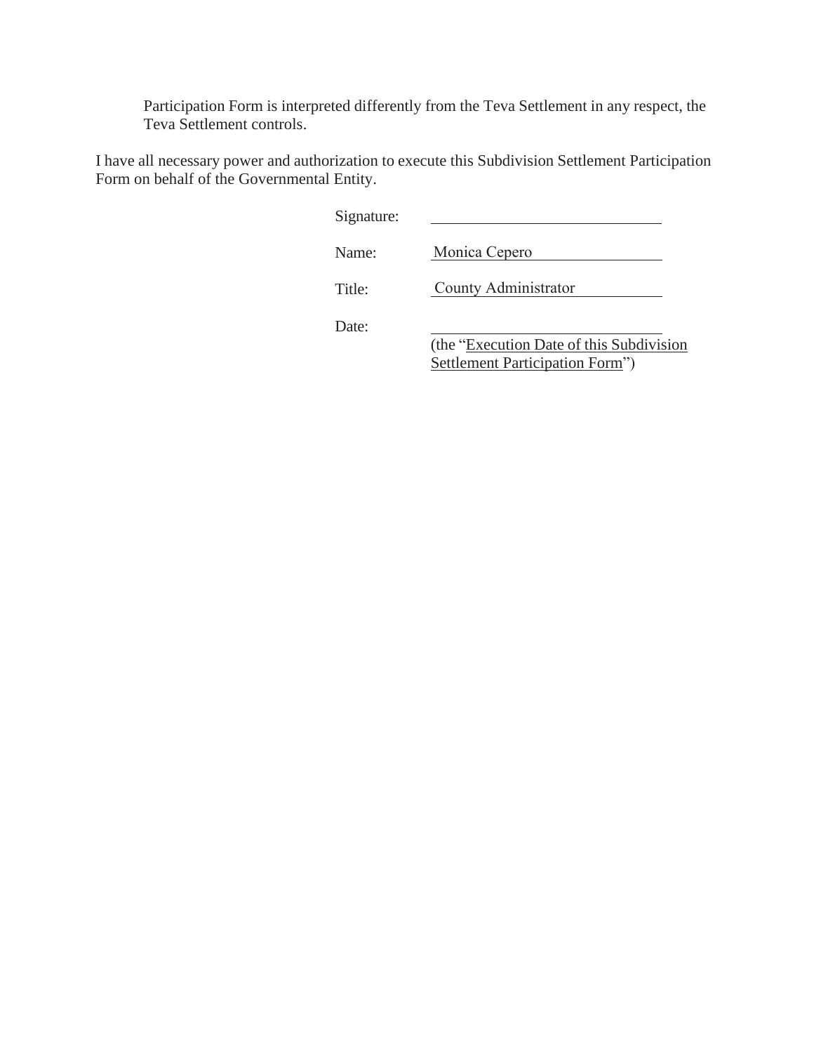Participation Form is interpreted differently from the Teva Settlement in any respect, the Teva Settlement controls.

I have all necessary power and authorization to execute this Subdivision Settlement Participation Form on behalf of the Governmental Entity.

Signature: \_\_\_\_\_\_\_\_\_\_\_\_\_\_\_\_\_\_\_\_\_\_\_\_\_\_\_\_\_\_

Name: Monica Cepero

Title: County Administrator

Date: \_\_\_\_\_\_\_\_\_\_\_\_\_\_\_\_\_\_\_\_\_\_\_\_\_\_\_\_\_\_

(the "Execution Date of this Subdivision Settlement Participation Form")